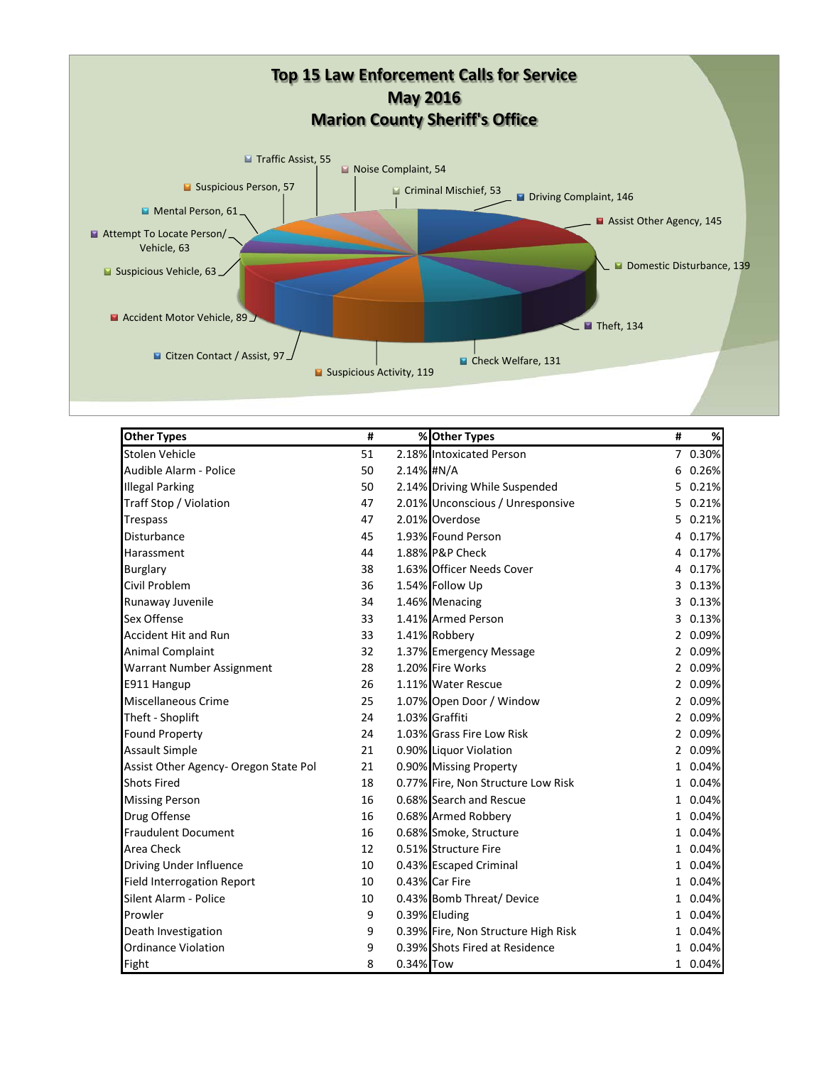# Top 15 Law Enforcement Calls for Service
## May 2016
## Marion County Sheriff's Office

- Driving Complaint, 146
- Assist Other Agency, 145
- Domestic Disturbance, 139
- Theft, 134
- Check Welfare, 131
- Suspicious Activity, 119
- Citizen Contact / Assist, 97
- Accident Motor Vehicle, 89
- Suspicious Vehicle, 63
- Attempt To Locate Person/ Vehicle, 63
- Mental Person, 61
- Suspicious Person, 57
- Traffic Assist, 55
- Noise Complaint, 54
- Criminal Mischief, 53

| Other Types | # | % | Other Types | # | % |
|---|---|---|---|---|---|
| Stolen Vehicle | 51 | 2.18% | Intoxicated Person | 7 | 0.30% |
| Audible Alarm - Police | 50 | 2.14% | #N/A | 6 | 0.26% |
| Illegal Parking | 50 | 2.14% | Driving While Suspended | 5 | 0.21% |
| Traff Stop / Violation | 47 | 2.01% | Unconscious / Unresponsive | 5 | 0.21% |
| Trespass | 47 | 2.01% | Overdose | 5 | 0.21% |
| Disturbance | 45 | 1.93% | Found Person | 4 | 0.17% |
| Harassment | 44 | 1.88% | P&P Check | 4 | 0.17% |
| Burglary | 38 | 1.63% | Officer Needs Cover | 4 | 0.17% |
| Civil Problem | 36 | 1.54% | Follow Up | 3 | 0.13% |
| Runaway Juvenile | 34 | 1.46% | Menacing | 3 | 0.13% |
| Sex Offense | 33 | 1.41% | Armed Person | 3 | 0.13% |
| Accident Hit and Run | 33 | 1.41% | Robbery | 2 | 0.09% |
| Animal Complaint | 32 | 1.37% | Emergency Message | 2 | 0.09% |
| Warrant Number Assignment | 28 | 1.20% | Fire Works | 2 | 0.09% |
| E911 Hangup | 26 | 1.11% | Water Rescue | 2 | 0.09% |
| Miscellaneous Crime | 25 | 1.07% | Open Door / Window | 2 | 0.09% |
| Theft - Shoplift | 24 | 1.03% | Graffiti | 2 | 0.09% |
| Found Property | 24 | 1.03% | Grass Fire Low Risk | 2 | 0.09% |
| Assault Simple | 21 | 0.90% | Liquor Violation | 2 | 0.09% |
| Assist Other Agency- Oregon State Pol | 21 | 0.90% | Missing Property | 1 | 0.04% |
| Shots Fired | 18 | 0.77% | Fire, Non Structure Low Risk | 1 | 0.04% |
| Missing Person | 16 | 0.68% | Search and Rescue | 1 | 0.04% |
| Drug Offense | 16 | 0.68% | Armed Robbery | 1 | 0.04% |
| Fraudulent Document | 16 | 0.68% | Smoke, Structure | 1 | 0.04% |
| Area Check | 12 | 0.51% | Structure Fire | 1 | 0.04% |
| Driving Under Influence | 10 | 0.43% | Escaped Criminal | 1 | 0.04% |
| Field Interrogation Report | 10 | 0.43% | Car Fire | 1 | 0.04% |
| Silent Alarm - Police | 10 | 0.43% | Bomb Threat/ Device | 1 | 0.04% |
| Prowler | 9 | 0.39% | Eluding | 1 | 0.04% |
| Death Investigation | 9 | 0.39% | Fire, Non Structure High Risk | 1 | 0.04% |
| Ordinance Violation | 9 | 0.39% | Shots Fired at Residence | 1 | 0.04% |
| Fight | 8 | 0.34% | Tow | 1 | 0.04% |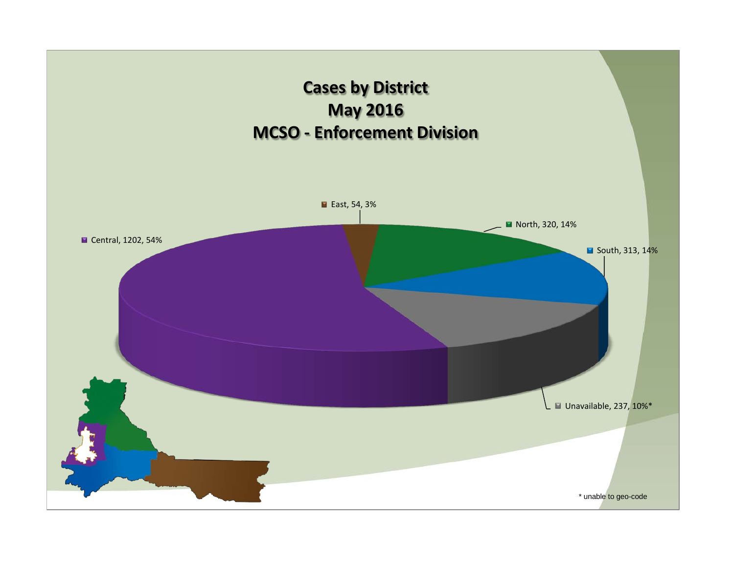# Cases by District
## May 2016
## MCSO - Enforcement Division

- East, 54, 3%
- North, 320, 14%
- South, 313, 14%
- Central, 1202, 54%
- Unavailable, 237, 10%*

* unable to geo-code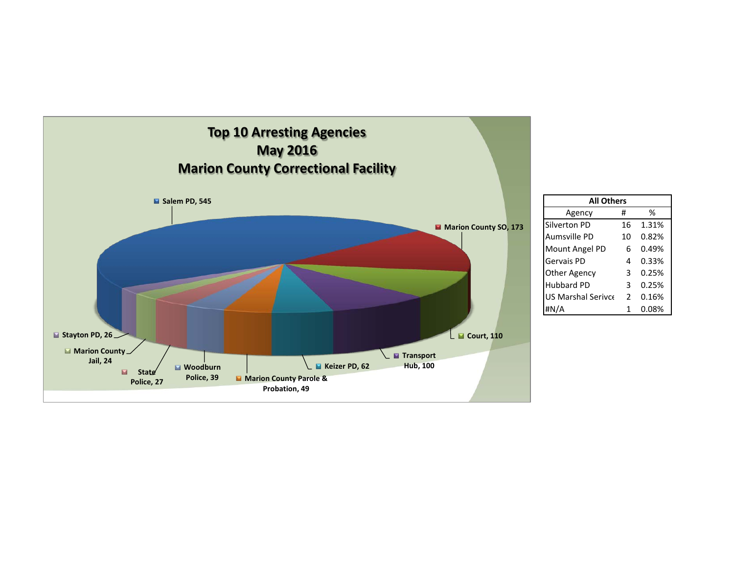# Top 10 Arresting Agencies
# May 2016
# Marion County Correctional Facility

- Salem PD, 545
- Marion County SO, 173
- Court, 110
- Transport Hub, 100
- Keizer PD, 62
- Marion County Parole & Probation, 49
- Woodburn Police, 39
- State Police, 27
- Stayton PD, 26
- Marion County Jail, 24

| All Others | | |
|---|---|---|
| Agency | # | % |
| Silverton PD | 16 | 1.31% |
| Aumsville PD | 10 | 0.82% |
| Mount Angel PD | 6 | 0.49% |
| Gervais PD | 4 | 0.33% |
| Other Agency | 3 | 0.25% |
| Hubbard PD | 3 | 0.25% |
| US Marshal Serivce | 2 | 0.16% |
| #N/A | 1 | 0.08% |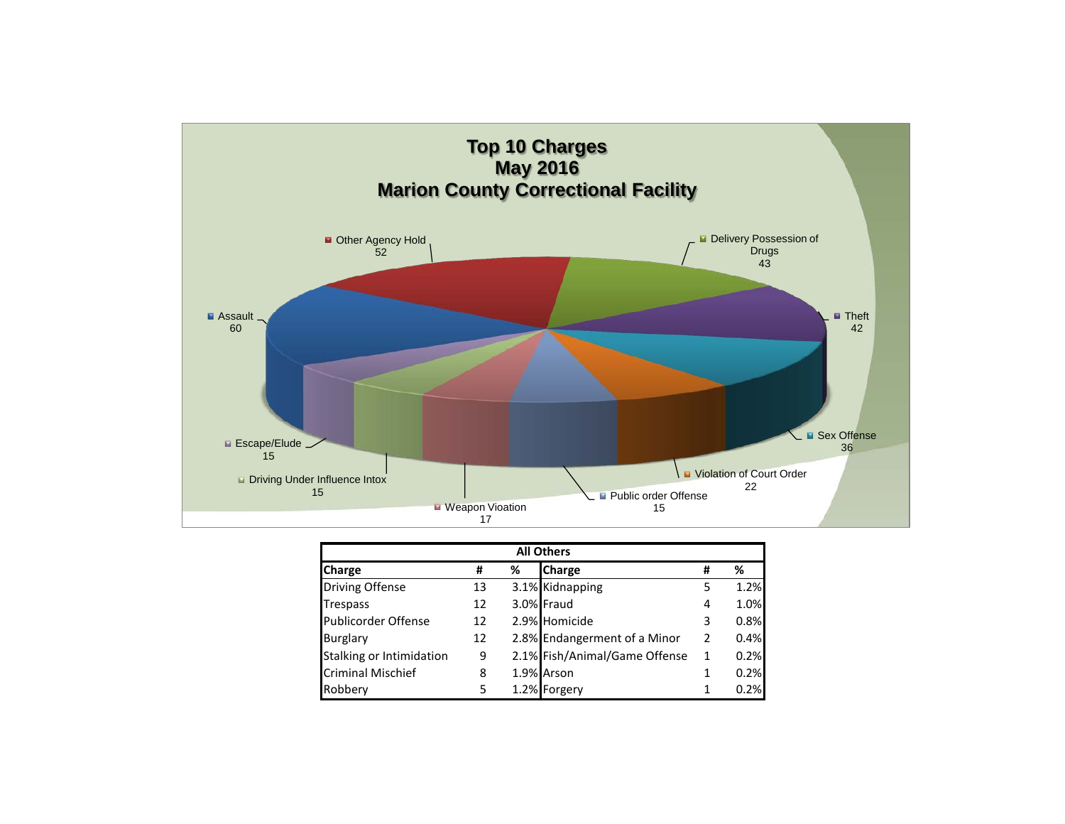# Top 10 Charges
## May 2016
## Marion County Correctional Facility

- Other Agency Hold: 52
- Delivery Possession of Drugs: 43
- Assault: 60
- Theft: 42
- Sex Offense: 36
- Violation of Court Order: 22
- Public order Offense: 15
- Weapon Vioation: 17
- Driving Under Influence Intox: 15
- Escape/Elude: 15

| All Others | | | | | |
|---|---|---|---|---|---|
| **Charge** | **#** | **%** | **Charge** | **#** | **%** |
| Driving Offense | 13 | 3.1% | Kidnapping | 5 | 1.2% |
| Trespass | 12 | 3.0% | Fraud | 4 | 1.0% |
| Publicorder Offense | 12 | 2.9% | Homicide | 3 | 0.8% |
| Burglary | 12 | 2.8% | Endangerment of a Minor | 2 | 0.4% |
| Stalking or Intimidation | 9 | 2.1% | Fish/Animal/Game Offense | 1 | 0.2% |
| Criminal Mischief | 8 | 1.9% | Arson | 1 | 0.2% |
| Robbery | 5 | 1.2% | Forgery | 1 | 0.2% |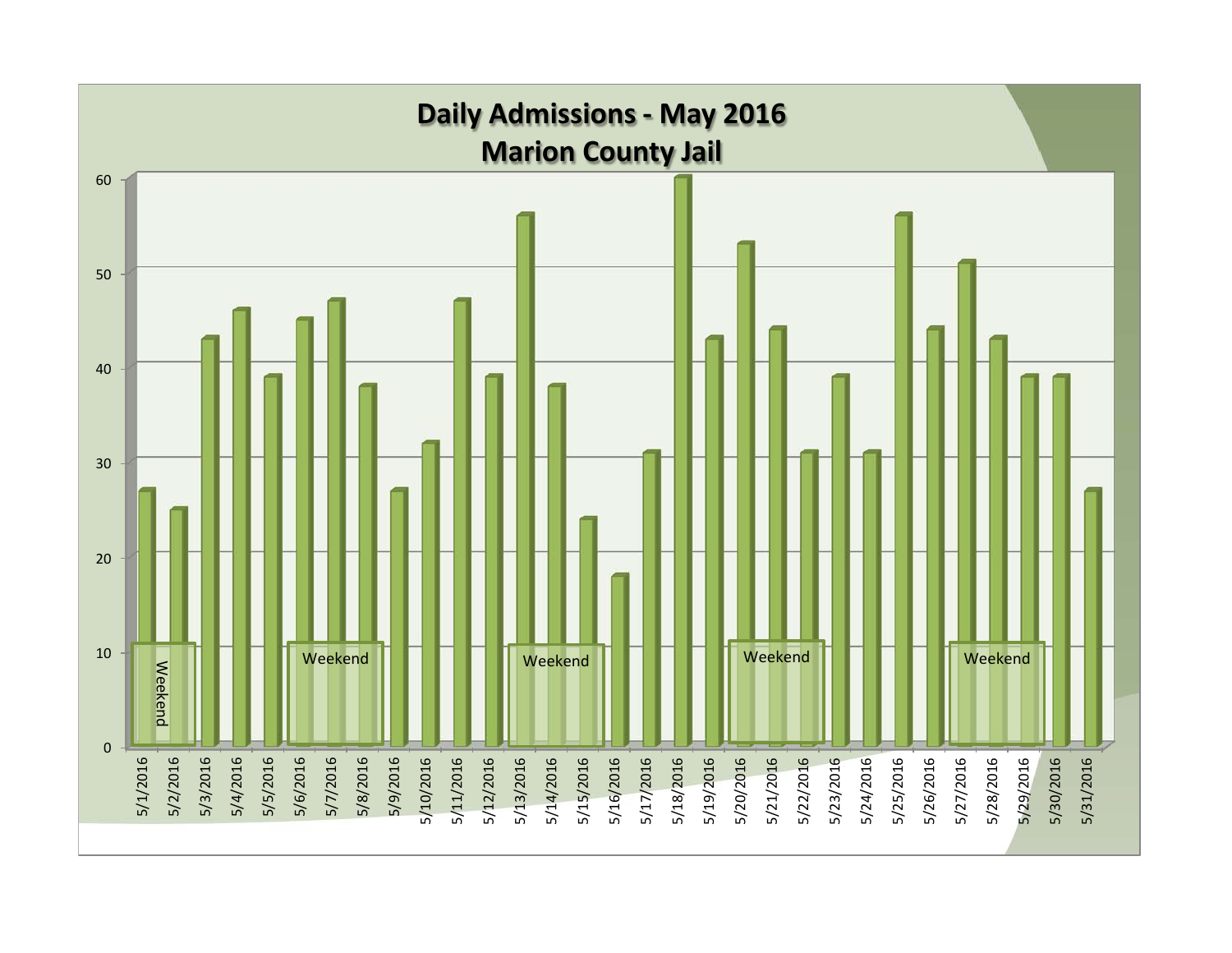# Daily Admissions - May 2016
## Marion County Jail

| Date | Admissions |
| --- | --- |
| 5/1/2016 | 27 |
| 5/2/2016 | 25 |
| 5/3/2016 | 43 |
| 5/4/2016 | 46 |
| 5/5/2016 | 39 |
| 5/6/2016 | 45 |
| 5/7/2016 | 47 |
| 5/8/2016 | 38 |
| 5/9/2016 | 27 |
| 5/10/2016 | 32 |
| 5/11/2016 | 47 |
| 5/12/2016 | 39 |
| 5/13/2016 | 56 |
| 5/14/2016 | 38 |
| 5/15/2016 | 24 |
| 5/16/2016 | 18 |
| 5/17/2016 | 31 |
| 5/18/2016 | 60 |
| 5/19/2016 | 43 |
| 5/20/2016 | 53 |
| 5/21/2016 | 44 |
| 5/22/2016 | 31 |
| 5/23/2016 | 39 |
| 5/24/2016 | 31 |
| 5/25/2016 | 56 |
| 5/26/2016 | 44 |
| 5/27/2016 | 51 |
| 5/28/2016 | 43 |
| 5/29/2016 | 39 |
| 5/30/2016 | 39 |
| 5/31/2016 | 27 |

Weekend periods marked: 5/1–5/2, 5/7–5/8, 5/14–5/15, 5/21–5/22, 5/28–5/29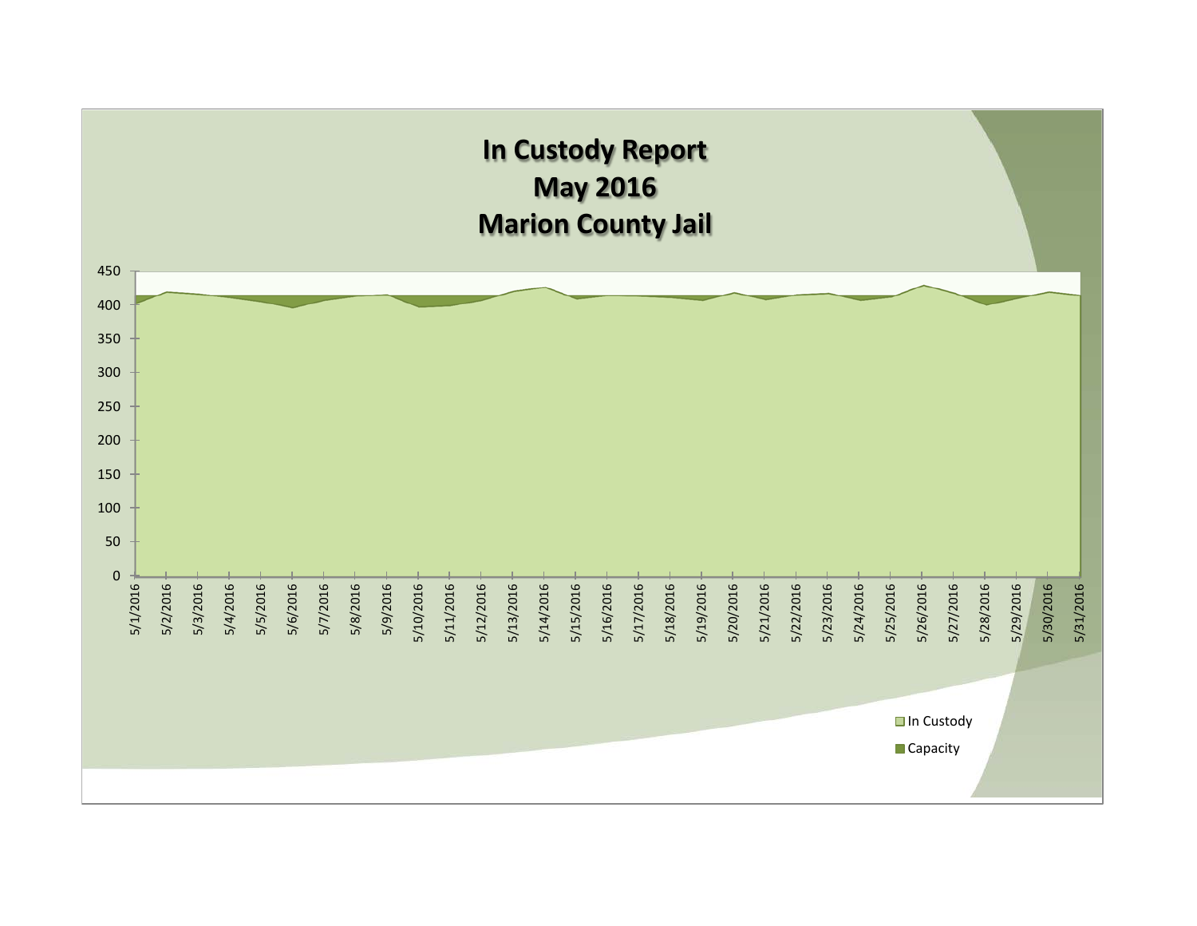# In Custody Report
# May 2016
# Marion County Jail

450
400
350
300
250
200
150
100
50
0

5/1/2016 5/2/2016 5/3/2016 5/4/2016 5/5/2016 5/6/2016 5/7/2016 5/8/2016 5/9/2016 5/10/2016 5/11/2016 5/12/2016 5/13/2016 5/14/2016 5/15/2016 5/16/2016 5/17/2016 5/18/2016 5/19/2016 5/20/2016 5/21/2016 5/22/2016 5/23/2016 5/24/2016 5/25/2016 5/26/2016 5/27/2016 5/28/2016 5/29/2016 5/30/2016 5/31/2016

In Custody
Capacity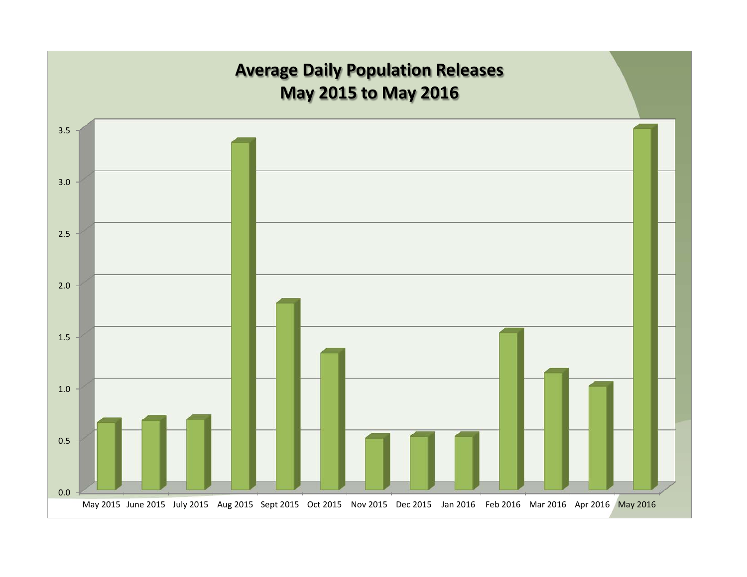# Average Daily Population Releases
## May 2015 to May 2016

| Month | Average Daily Population Releases |
|---|---|
| May 2015 | 0.65 |
| June 2015 | 0.67 |
| July 2015 | 0.68 |
| Aug 2015 | 3.35 |
| Sept 2015 | 1.80 |
| Oct 2015 | 1.32 |
| Nov 2015 | 0.50 |
| Dec 2015 | 0.52 |
| Jan 2016 | 0.52 |
| Feb 2016 | 1.52 |
| Mar 2016 | 1.13 |
| Apr 2016 | 1.00 |
| May 2016 | 3.48 |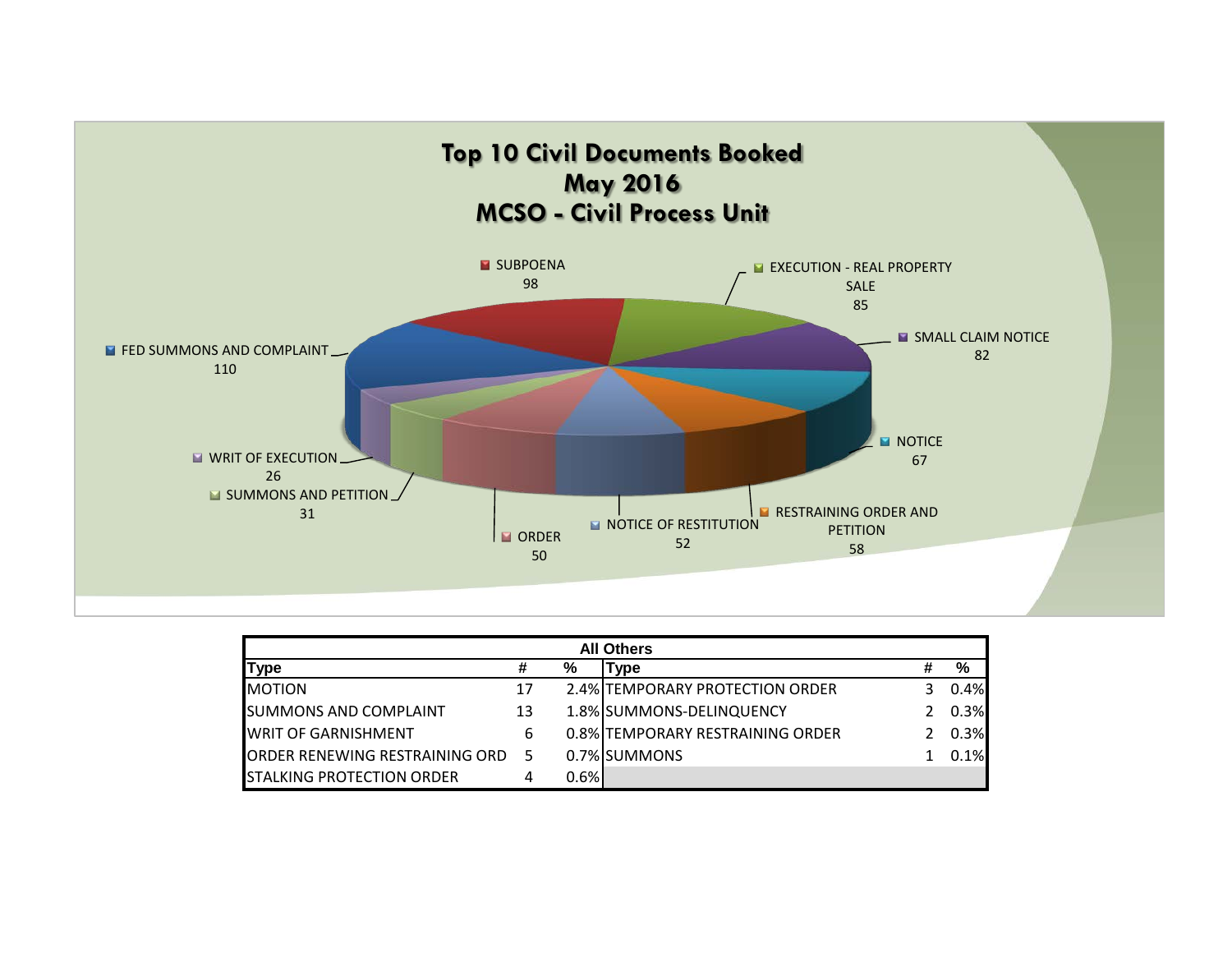# Top 10 Civil Documents Booked
## May 2016
## MCSO - Civil Process Unit

| Type | # |
|---|---|
| FED SUMMONS AND COMPLAINT | 110 |
| SUBPOENA | 98 |
| EXECUTION - REAL PROPERTY SALE | 85 |
| SMALL CLAIM NOTICE | 82 |
| NOTICE | 67 |
| RESTRAINING ORDER AND PETITION | 58 |
| NOTICE OF RESTITUTION | 52 |
| ORDER | 50 |
| SUMMONS AND PETITION | 31 |
| WRIT OF EXECUTION | 26 |

**All Others**

| Type | # | % | Type | # | % |
|---|---|---|---|---|---|
| MOTION | 17 | 2.4% | TEMPORARY PROTECTION ORDER | 3 | 0.4% |
| SUMMONS AND COMPLAINT | 13 | 1.8% | SUMMONS-DELINQUENCY | 2 | 0.3% |
| WRIT OF GARNISHMENT | 6 | 0.8% | TEMPORARY RESTRAINING ORDER | 2 | 0.3% |
| ORDER RENEWING RESTRAINING ORD | 5 | 0.7% | SUMMONS | 1 | 0.1% |
| STALKING PROTECTION ORDER | 4 | 0.6% | | | |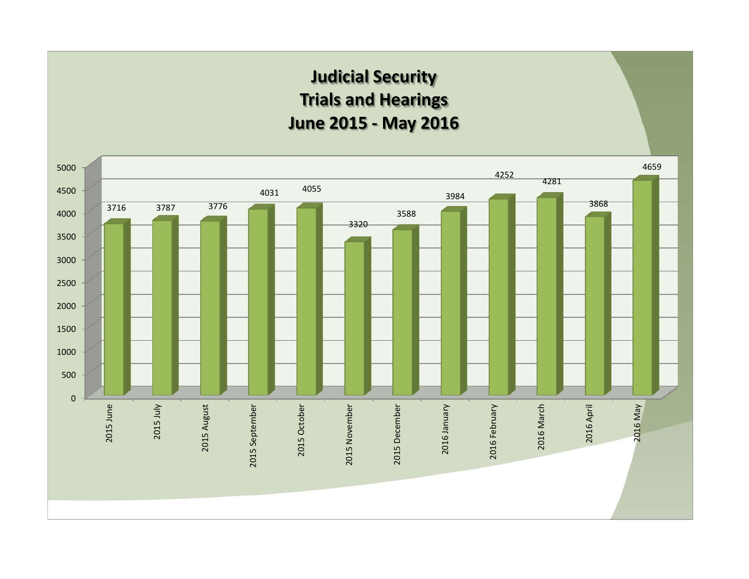# Judicial Security
## Trials and Hearings
## June 2015 - May 2016

| Month | Trials and Hearings |
|---|---|
| 2015 June | 3716 |
| 2015 July | 3787 |
| 2015 August | 3776 |
| 2015 September | 4031 |
| 2015 October | 4055 |
| 2015 November | 3320 |
| 2015 December | 3588 |
| 2016 January | 3984 |
| 2016 February | 4252 |
| 2016 March | 4281 |
| 2016 April | 3868 |
| 2016 May | 4659 |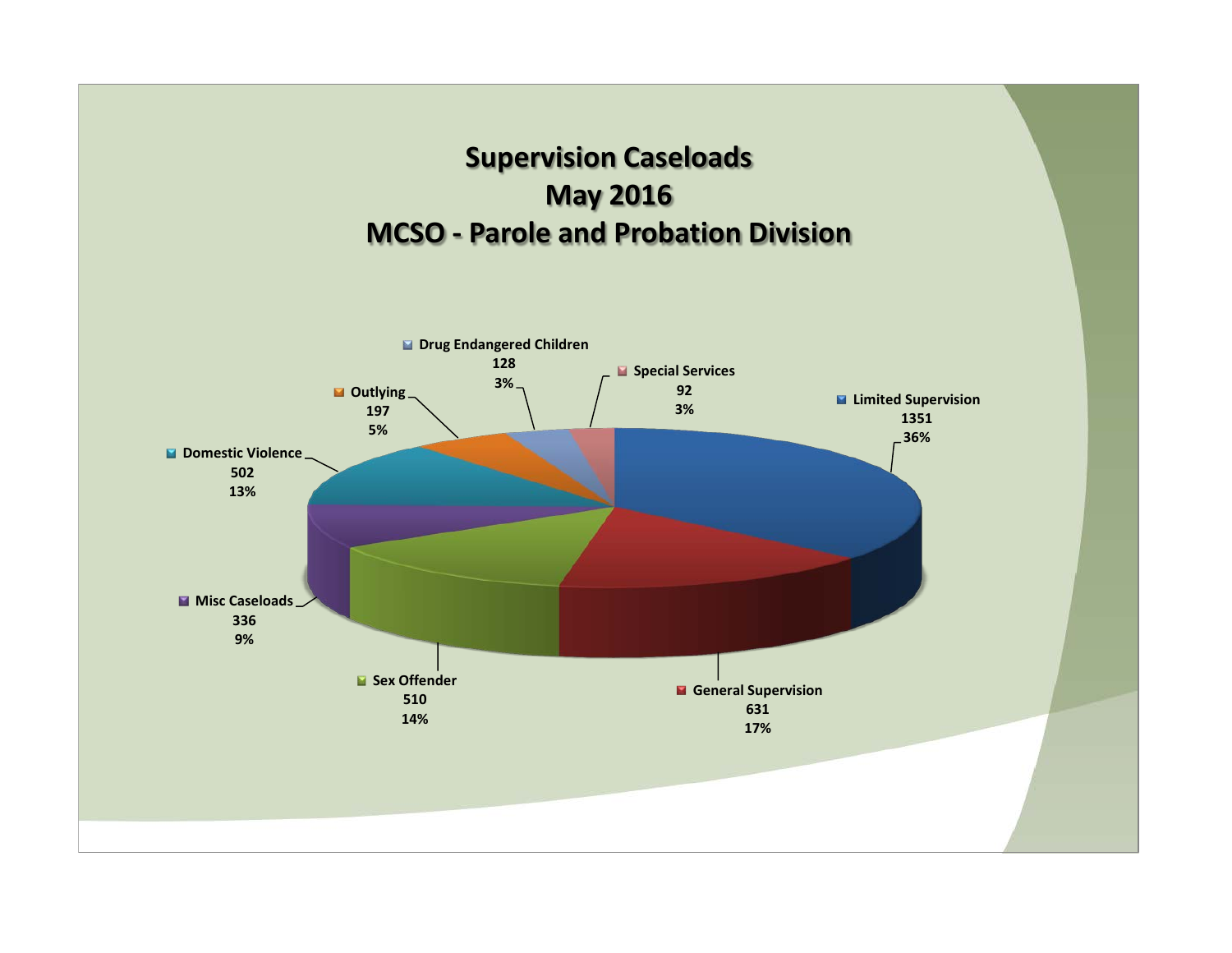# Supervision Caseloads
# May 2016
# MCSO - Parole and Probation Division

| Category | Count | Percent |
|---|---|---|
| Limited Supervision | 1351 | 36% |
| General Supervision | 631 | 17% |
| Sex Offender | 510 | 14% |
| Misc Caseloads | 336 | 9% |
| Domestic Violence | 502 | 13% |
| Outlying | 197 | 5% |
| Drug Endangered Children | 128 | 3% |
| Special Services | 92 | 3% |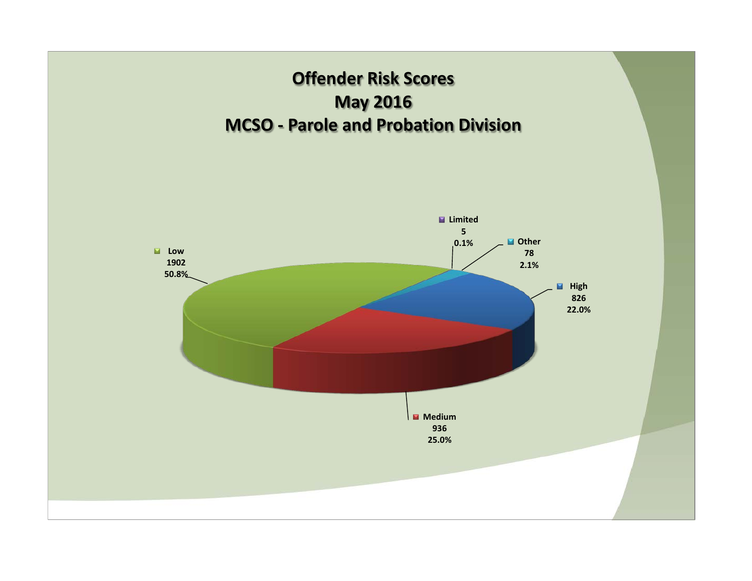# Offender Risk Scores
# May 2016
# MCSO - Parole and Probation Division

| Risk Score | Count | Percent |
|---|---|---|
| Low | 1902 | 50.8% |
| Limited | 5 | 0.1% |
| Other | 78 | 2.1% |
| High | 826 | 22.0% |
| Medium | 936 | 25.0% |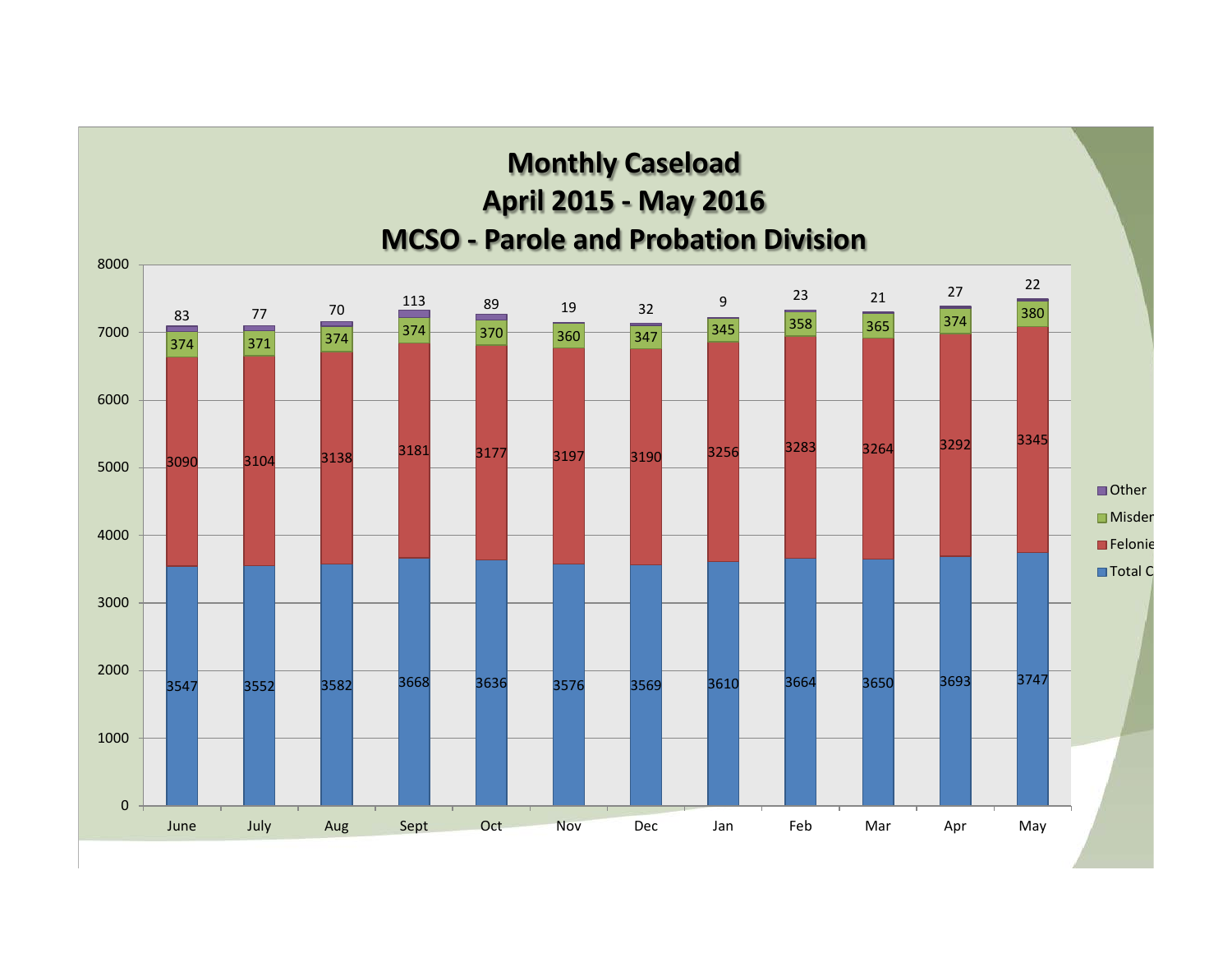# Monthly Caseload
## April 2015 - May 2016
## MCSO - Parole and Probation Division

| Month | Total C | Felonie | Misder | Other |
|---|---|---|---|---|
| June | 3547 | 3090 | 374 | 83 |
| July | 3552 | 3104 | 371 | 77 |
| Aug | 3582 | 3138 | 374 | 70 |
| Sept | 3668 | 3181 | 374 | 113 |
| Oct | 3636 | 3177 | 370 | 89 |
| Nov | 3576 | 3197 | 360 | 19 |
| Dec | 3569 | 3190 | 347 | 32 |
| Jan | 3610 | 3256 | 345 | 9 |
| Feb | 3664 | 3283 | 358 | 23 |
| Mar | 3650 | 3264 | 365 | 21 |
| Apr | 3693 | 3292 | 374 | 27 |
| May | 3747 | 3345 | 380 | 22 |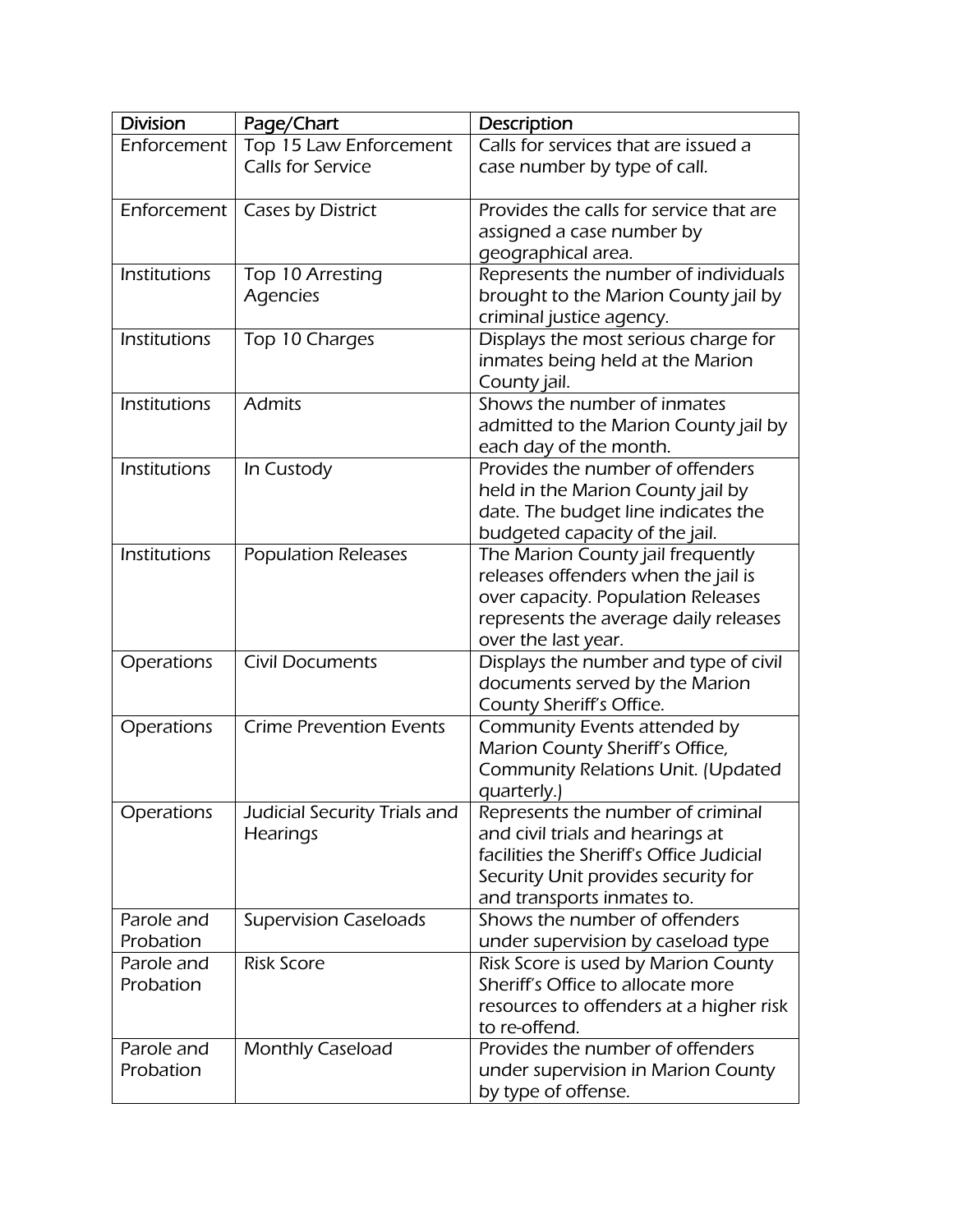| Division | Page/Chart | Description |
|---|---|---|
| Enforcement | Top 15 Law Enforcement Calls for Service | Calls for services that are issued a case number by type of call. |
| Enforcement | Cases by District | Provides the calls for service that are assigned a case number by geographical area. |
| Institutions | Top 10 Arresting Agencies | Represents the number of individuals brought to the Marion County jail by criminal justice agency. |
| Institutions | Top 10 Charges | Displays the most serious charge for inmates being held at the Marion County jail. |
| Institutions | Admits | Shows the number of inmates admitted to the Marion County jail by each day of the month. |
| Institutions | In Custody | Provides the number of offenders held in the Marion County jail by date. The budget line indicates the budgeted capacity of the jail. |
| Institutions | Population Releases | The Marion County jail frequently releases offenders when the jail is over capacity. Population Releases represents the average daily releases over the last year. |
| Operations | Civil Documents | Displays the number and type of civil documents served by the Marion County Sheriff's Office. |
| Operations | Crime Prevention Events | Community Events attended by Marion County Sheriff's Office, Community Relations Unit. (Updated quarterly.) |
| Operations | Judicial Security Trials and Hearings | Represents the number of criminal and civil trials and hearings at facilities the Sheriff's Office Judicial Security Unit provides security for and transports inmates to. |
| Parole and Probation | Supervision Caseloads | Shows the number of offenders under supervision by caseload type |
| Parole and Probation | Risk Score | Risk Score is used by Marion County Sheriff's Office to allocate more resources to offenders at a higher risk to re-offend. |
| Parole and Probation | Monthly Caseload | Provides the number of offenders under supervision in Marion County by type of offense. |